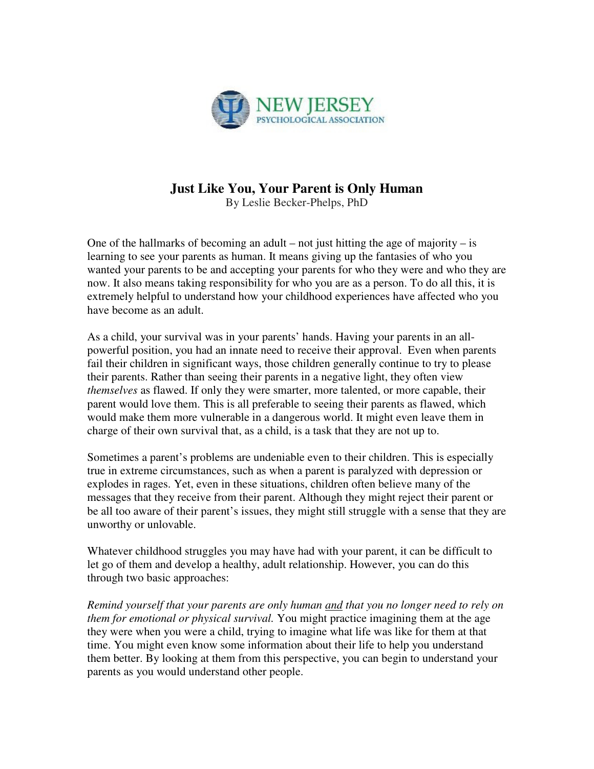NEW JERSEY PSYCHOLOGICAL ASSOCIATION

# Just Like You, Your Parent is Only Human

By Leslie Becker-Phelps, PhD

One of the hallmarks of becoming an adult – not just hitting the age of majority – is learning to see your parents as human. It means giving up the fantasies of who you wanted your parents to be and accepting your parents for who they were and who they are now. It also means taking responsibility for who you are as a person. To do all this, it is extremely helpful to understand how your childhood experiences have affected who you have become as an adult.

As a child, your survival was in your parents' hands. Having your parents in an all-powerful position, you had an innate need to receive their approval. Even when parents fail their children in significant ways, those children generally continue to try to please their parents. Rather than seeing their parents in a negative light, they often view *themselves* as flawed. If only they were smarter, more talented, or more capable, their parent would love them. This is all preferable to seeing their parents as flawed, which would make them more vulnerable in a dangerous world. It might even leave them in charge of their own survival that, as a child, is a task that they are not up to.

Sometimes a parent's problems are undeniable even to their children. This is especially true in extreme circumstances, such as when a parent is paralyzed with depression or explodes in rages. Yet, even in these situations, children often believe many of the messages that they receive from their parent. Although they might reject their parent or be all too aware of their parent's issues, they might still struggle with a sense that they are unworthy or unlovable.

Whatever childhood struggles you may have had with your parent, it can be difficult to let go of them and develop a healthy, adult relationship. However, you can do this through two basic approaches:

*Remind yourself that your parents are only human and that you no longer need to rely on them for emotional or physical survival.* You might practice imagining them at the age they were when you were a child, trying to imagine what life was like for them at that time. You might even know some information about their life to help you understand them better. By looking at them from this perspective, you can begin to understand your parents as you would understand other people.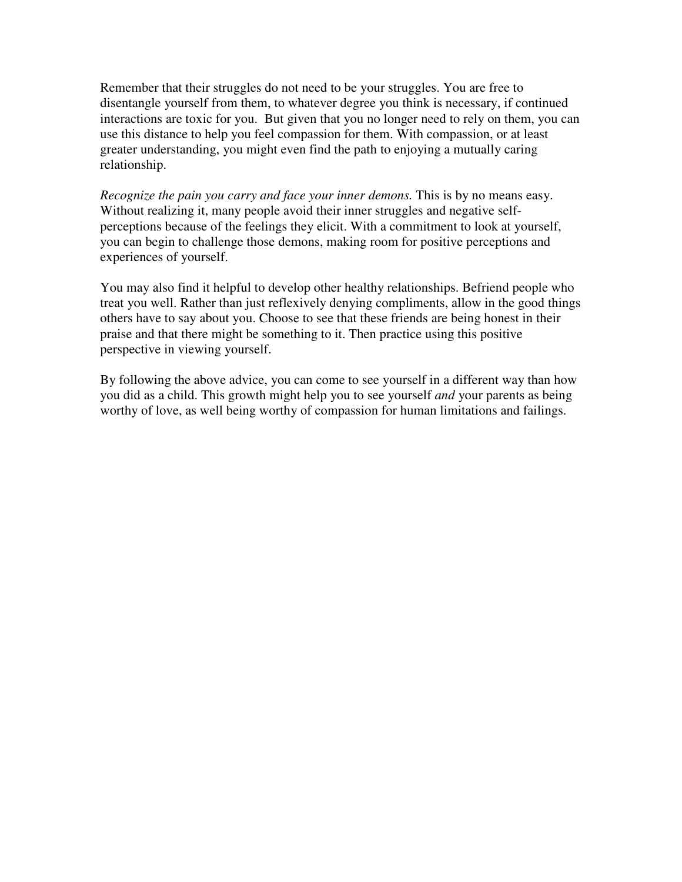Remember that their struggles do not need to be your struggles. You are free to disentangle yourself from them, to whatever degree you think is necessary, if continued interactions are toxic for you. But given that you no longer need to rely on them, you can use this distance to help you feel compassion for them. With compassion, or at least greater understanding, you might even find the path to enjoying a mutually caring relationship.

*Recognize the pain you carry and face your inner demons.* This is by no means easy. Without realizing it, many people avoid their inner struggles and negative self-perceptions because of the feelings they elicit. With a commitment to look at yourself, you can begin to challenge those demons, making room for positive perceptions and experiences of yourself.

You may also find it helpful to develop other healthy relationships. Befriend people who treat you well. Rather than just reflexively denying compliments, allow in the good things others have to say about you. Choose to see that these friends are being honest in their praise and that there might be something to it. Then practice using this positive perspective in viewing yourself.

By following the above advice, you can come to see yourself in a different way than how you did as a child. This growth might help you to see yourself *and* your parents as being worthy of love, as well being worthy of compassion for human limitations and failings.